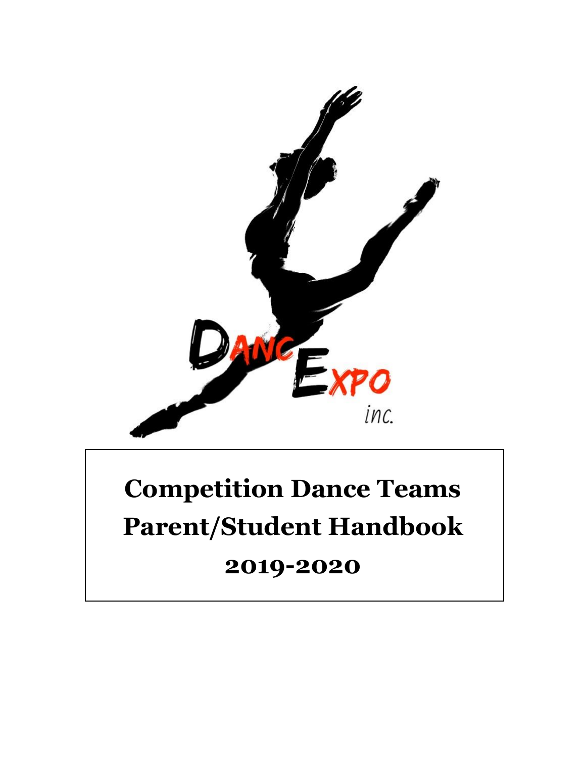Dance Expo inc.

# Competition Dance Teams Parent/Student Handbook 2019-2020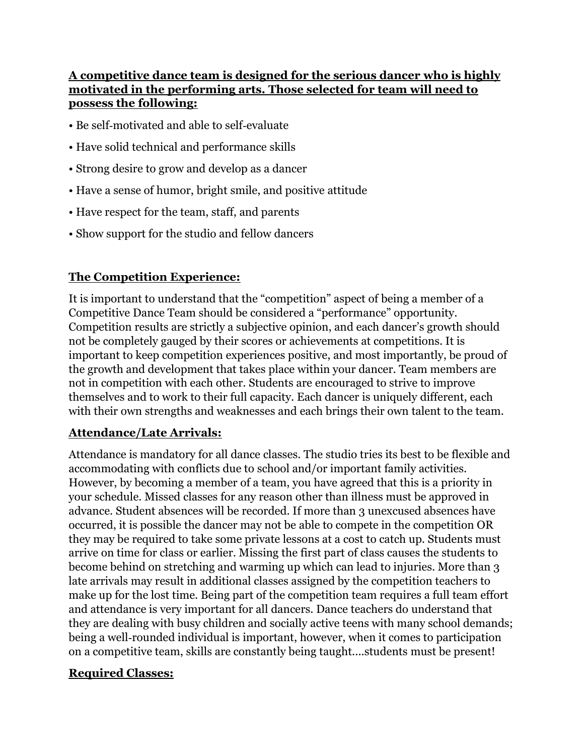**A competitive dance team is designed for the serious dancer who is highly motivated in the performing arts. Those selected for team will need to possess the following:**

- Be self-motivated and able to self-evaluate
- Have solid technical and performance skills
- Strong desire to grow and develop as a dancer
- Have a sense of humor, bright smile, and positive attitude
- Have respect for the team, staff, and parents
- Show support for the studio and fellow dancers

## The Competition Experience:

It is important to understand that the "competition" aspect of being a member of a Competitive Dance Team should be considered a "performance" opportunity. Competition results are strictly a subjective opinion, and each dancer's growth should not be completely gauged by their scores or achievements at competitions. It is important to keep competition experiences positive, and most importantly, be proud of the growth and development that takes place within your dancer. Team members are not in competition with each other. Students are encouraged to strive to improve themselves and to work to their full capacity. Each dancer is uniquely different, each with their own strengths and weaknesses and each brings their own talent to the team.

## Attendance/Late Arrivals:

Attendance is mandatory for all dance classes. The studio tries its best to be flexible and accommodating with conflicts due to school and/or important family activities. However, by becoming a member of a team, you have agreed that this is a priority in your schedule. Missed classes for any reason other than illness must be approved in advance. Student absences will be recorded. If more than 3 unexcused absences have occurred, it is possible the dancer may not be able to compete in the competition OR they may be required to take some private lessons at a cost to catch up. Students must arrive on time for class or earlier. Missing the first part of class causes the students to become behind on stretching and warming up which can lead to injuries. More than 3 late arrivals may result in additional classes assigned by the competition teachers to make up for the lost time. Being part of the competition team requires a full team effort and attendance is very important for all dancers. Dance teachers do understand that they are dealing with busy children and socially active teens with many school demands; being a well-rounded individual is important, however, when it comes to participation on a competitive team, skills are constantly being taught….students must be present!

## Required Classes: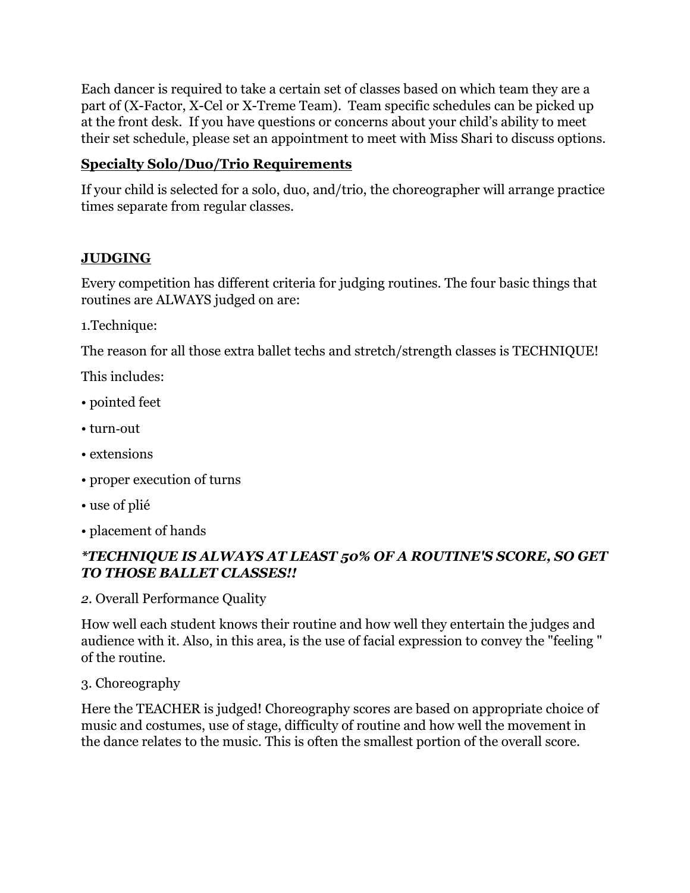Each dancer is required to take a certain set of classes based on which team they are a part of (X-Factor, X-Cel or X-Treme Team). Team specific schedules can be picked up at the front desk. If you have questions or concerns about your child's ability to meet their set schedule, please set an appointment to meet with Miss Shari to discuss options.

**Specialty Solo/Duo/Trio Requirements**

If your child is selected for a solo, duo, and/trio, the choreographer will arrange practice times separate from regular classes.

**JUDGING**

Every competition has different criteria for judging routines. The four basic things that routines are ALWAYS judged on are:

1.Technique:

The reason for all those extra ballet techs and stretch/strength classes is TECHNIQUE!

This includes:

- pointed feet
- turn-out
- extensions
- proper execution of turns
- use of plié
- placement of hands

***TECHNIQUE IS ALWAYS AT LEAST 50% OF A ROUTINE'S SCORE, SO GET TO THOSE BALLET CLASSES!!***

*2*. Overall Performance Quality

How well each student knows their routine and how well they entertain the judges and audience with it. Also, in this area, is the use of facial expression to convey the "feeling " of the routine.

3. Choreography

Here the TEACHER is judged! Choreography scores are based on appropriate choice of music and costumes, use of stage, difficulty of routine and how well the movement in the dance relates to the music. This is often the smallest portion of the overall score.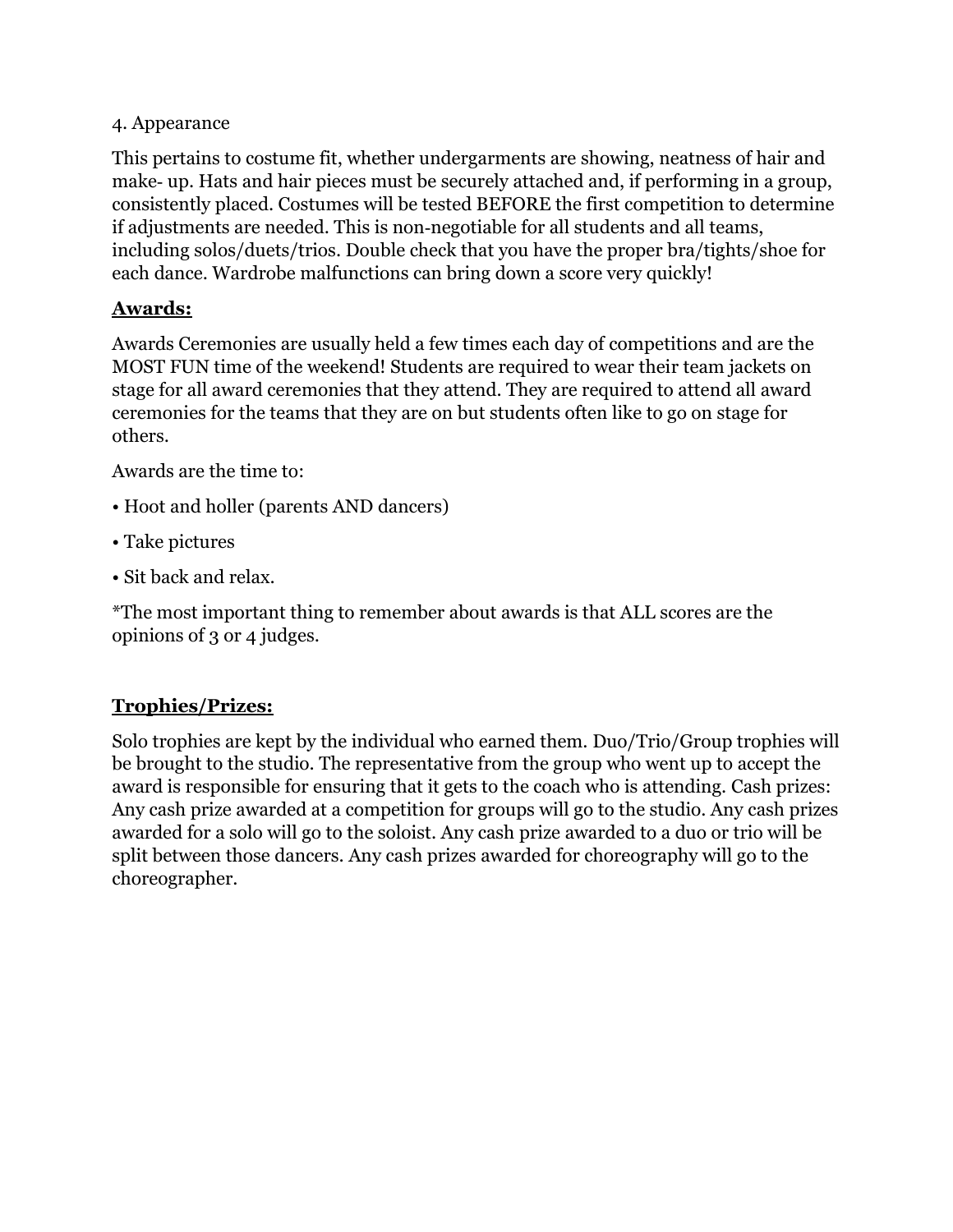4. Appearance

This pertains to costume fit, whether undergarments are showing, neatness of hair and make- up. Hats and hair pieces must be securely attached and, if performing in a group, consistently placed. Costumes will be tested BEFORE the first competition to determine if adjustments are needed. This is non-negotiable for all students and all teams, including solos/duets/trios. Double check that you have the proper bra/tights/shoe for each dance. Wardrobe malfunctions can bring down a score very quickly!

## **Awards:**

Awards Ceremonies are usually held a few times each day of competitions and are the MOST FUN time of the weekend! Students are required to wear their team jackets on stage for all award ceremonies that they attend. They are required to attend all award ceremonies for the teams that they are on but students often like to go on stage for others.

Awards are the time to:

- Hoot and holler (parents AND dancers)
- Take pictures
- Sit back and relax.

*The most important thing to remember about awards is that ALL scores are the opinions of 3 or 4 judges.

## **Trophies/Prizes:**

Solo trophies are kept by the individual who earned them. Duo/Trio/Group trophies will be brought to the studio. The representative from the group who went up to accept the award is responsible for ensuring that it gets to the coach who is attending. Cash prizes: Any cash prize awarded at a competition for groups will go to the studio. Any cash prizes awarded for a solo will go to the soloist. Any cash prize awarded to a duo or trio will be split between those dancers. Any cash prizes awarded for choreography will go to the choreographer.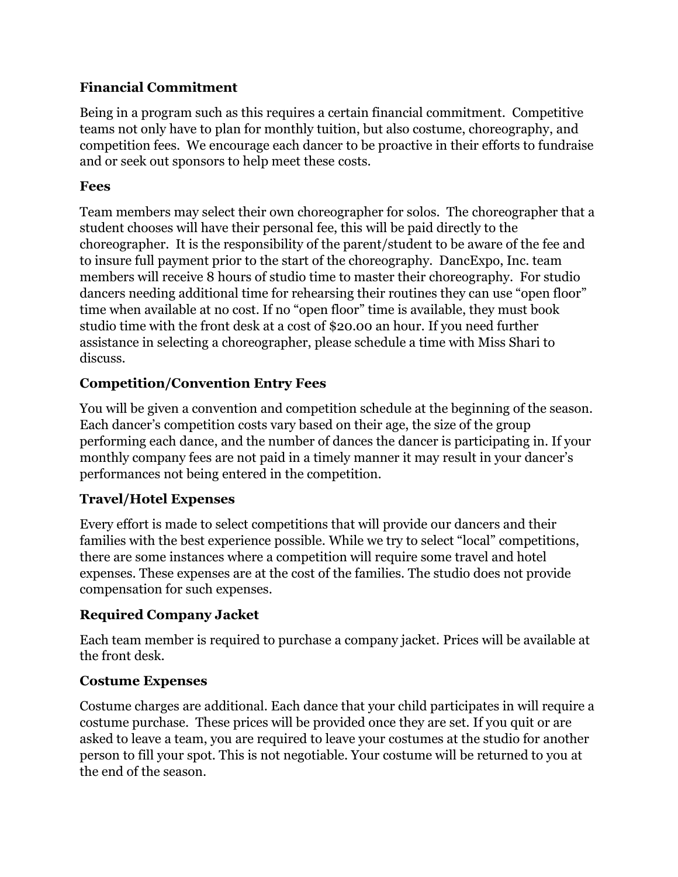**Financial Commitment**

Being in a program such as this requires a certain financial commitment. Competitive teams not only have to plan for monthly tuition, but also costume, choreography, and competition fees. We encourage each dancer to be proactive in their efforts to fundraise and or seek out sponsors to help meet these costs.

**Fees**

Team members may select their own choreographer for solos. The choreographer that a student chooses will have their personal fee, this will be paid directly to the choreographer. It is the responsibility of the parent/student to be aware of the fee and to insure full payment prior to the start of the choreography. DancExpo, Inc. team members will receive 8 hours of studio time to master their choreography. For studio dancers needing additional time for rehearsing their routines they can use "open floor" time when available at no cost. If no "open floor" time is available, they must book studio time with the front desk at a cost of $20.00 an hour. If you need further assistance in selecting a choreographer, please schedule a time with Miss Shari to discuss.

**Competition/Convention Entry Fees**

You will be given a convention and competition schedule at the beginning of the season. Each dancer's competition costs vary based on their age, the size of the group performing each dance, and the number of dances the dancer is participating in. If your monthly company fees are not paid in a timely manner it may result in your dancer's performances not being entered in the competition.

**Travel/Hotel Expenses**

Every effort is made to select competitions that will provide our dancers and their families with the best experience possible. While we try to select "local" competitions, there are some instances where a competition will require some travel and hotel expenses. These expenses are at the cost of the families. The studio does not provide compensation for such expenses.

**Required Company Jacket**

Each team member is required to purchase a company jacket. Prices will be available at the front desk.

**Costume Expenses**

Costume charges are additional. Each dance that your child participates in will require a costume purchase. These prices will be provided once they are set. If you quit or are asked to leave a team, you are required to leave your costumes at the studio for another person to fill your spot. This is not negotiable. Your costume will be returned to you at the end of the season.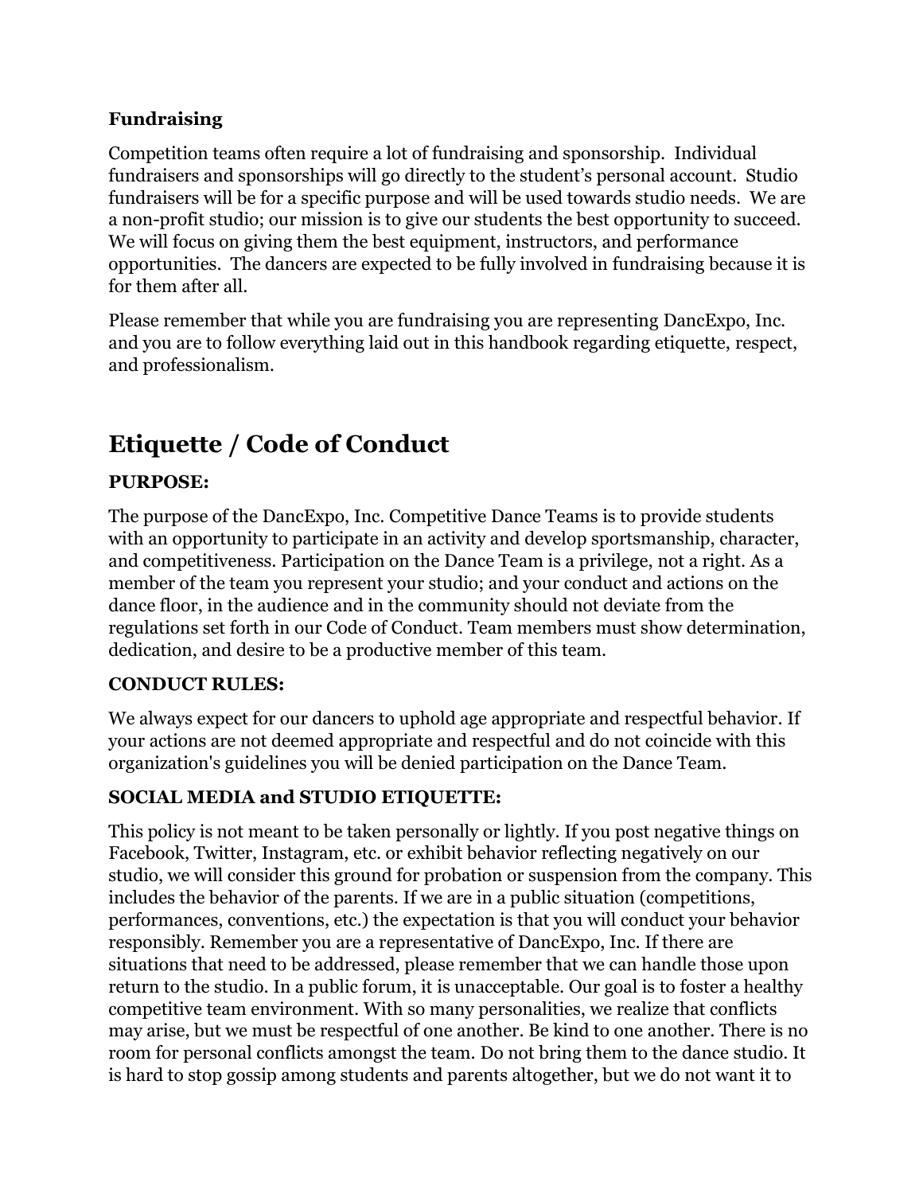**Fundraising**

Competition teams often require a lot of fundraising and sponsorship. Individual fundraisers and sponsorships will go directly to the student's personal account. Studio fundraisers will be for a specific purpose and will be used towards studio needs. We are a non-profit studio; our mission is to give our students the best opportunity to succeed. We will focus on giving them the best equipment, instructors, and performance opportunities. The dancers are expected to be fully involved in fundraising because it is for them after all.

Please remember that while you are fundraising you are representing DancExpo, Inc. and you are to follow everything laid out in this handbook regarding etiquette, respect, and professionalism.

# Etiquette / Code of Conduct

**PURPOSE:**

The purpose of the DancExpo, Inc. Competitive Dance Teams is to provide students with an opportunity to participate in an activity and develop sportsmanship, character, and competitiveness. Participation on the Dance Team is a privilege, not a right. As a member of the team you represent your studio; and your conduct and actions on the dance floor, in the audience and in the community should not deviate from the regulations set forth in our Code of Conduct. Team members must show determination, dedication, and desire to be a productive member of this team.

**CONDUCT RULES:**

We always expect for our dancers to uphold age appropriate and respectful behavior. If your actions are not deemed appropriate and respectful and do not coincide with this organization's guidelines you will be denied participation on the Dance Team.

**SOCIAL MEDIA and STUDIO ETIQUETTE:**

This policy is not meant to be taken personally or lightly. If you post negative things on Facebook, Twitter, Instagram, etc. or exhibit behavior reflecting negatively on our studio, we will consider this ground for probation or suspension from the company. This includes the behavior of the parents. If we are in a public situation (competitions, performances, conventions, etc.) the expectation is that you will conduct your behavior responsibly. Remember you are a representative of DancExpo, Inc. If there are situations that need to be addressed, please remember that we can handle those upon return to the studio. In a public forum, it is unacceptable. Our goal is to foster a healthy competitive team environment. With so many personalities, we realize that conflicts may arise, but we must be respectful of one another. Be kind to one another. There is no room for personal conflicts amongst the team. Do not bring them to the dance studio. It is hard to stop gossip among students and parents altogether, but we do not want it to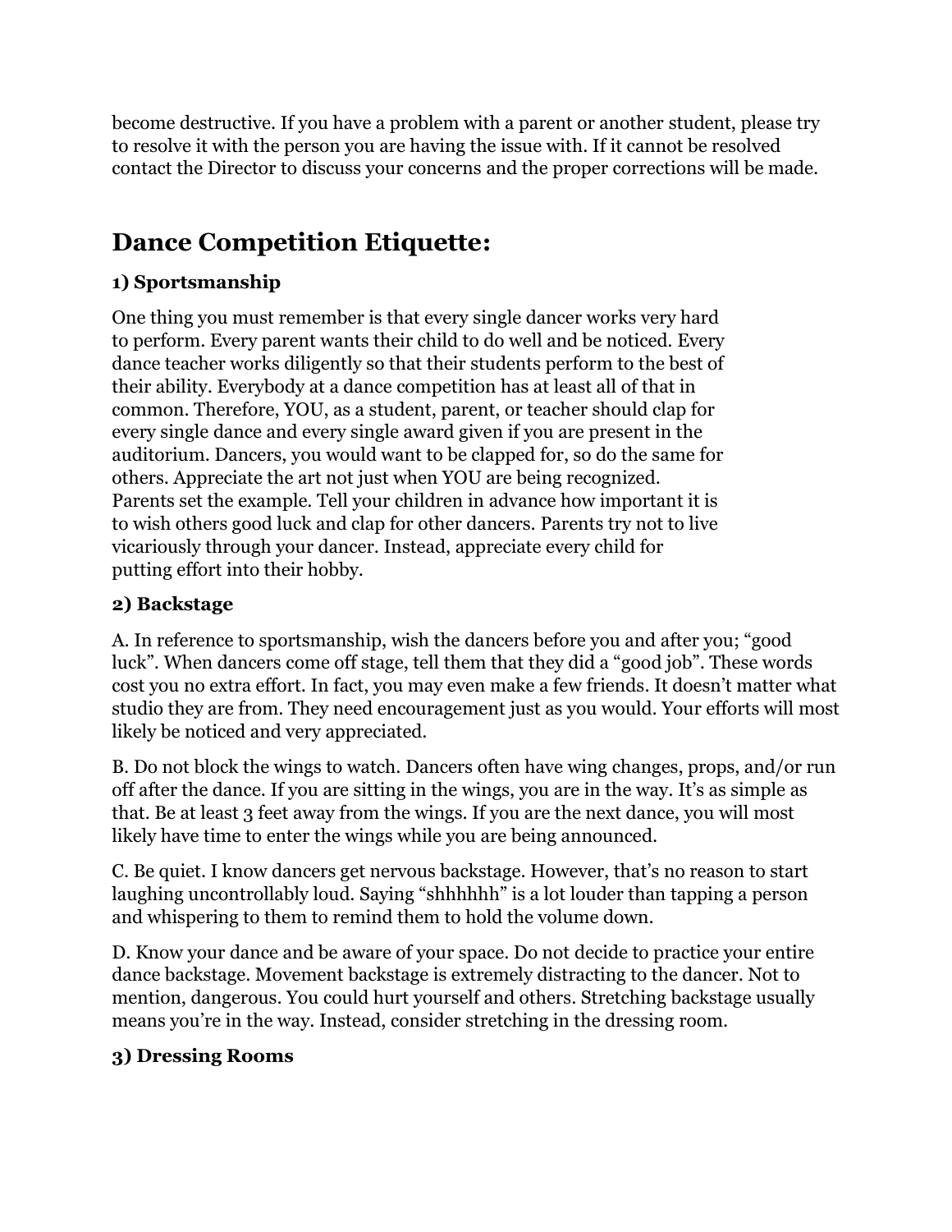become destructive. If you have a problem with a parent or another student, please try to resolve it with the person you are having the issue with. If it cannot be resolved contact the Director to discuss your concerns and the proper corrections will be made.

## Dance Competition Etiquette:

### 1) Sportsmanship

One thing you must remember is that every single dancer works very hard to perform. Every parent wants their child to do well and be noticed. Every dance teacher works diligently so that their students perform to the best of their ability. Everybody at a dance competition has at least all of that in common. Therefore, YOU, as a student, parent, or teacher should clap for every single dance and every single award given if you are present in the auditorium. Dancers, you would want to be clapped for, so do the same for others. Appreciate the art not just when YOU are being recognized. Parents set the example. Tell your children in advance how important it is to wish others good luck and clap for other dancers. Parents try not to live vicariously through your dancer. Instead, appreciate every child for putting effort into their hobby.

### 2) Backstage

A. In reference to sportsmanship, wish the dancers before you and after you; “good luck”. When dancers come off stage, tell them that they did a “good job”. These words cost you no extra effort. In fact, you may even make a few friends. It doesn’t matter what studio they are from. They need encouragement just as you would. Your efforts will most likely be noticed and very appreciated.

B. Do not block the wings to watch. Dancers often have wing changes, props, and/or run off after the dance. If you are sitting in the wings, you are in the way. It’s as simple as that. Be at least 3 feet away from the wings. If you are the next dance, you will most likely have time to enter the wings while you are being announced.

C. Be quiet. I know dancers get nervous backstage. However, that’s no reason to start laughing uncontrollably loud. Saying “shhhhhh” is a lot louder than tapping a person and whispering to them to remind them to hold the volume down.

D. Know your dance and be aware of your space. Do not decide to practice your entire dance backstage. Movement backstage is extremely distracting to the dancer. Not to mention, dangerous. You could hurt yourself and others. Stretching backstage usually means you’re in the way. Instead, consider stretching in the dressing room.

### 3) Dressing Rooms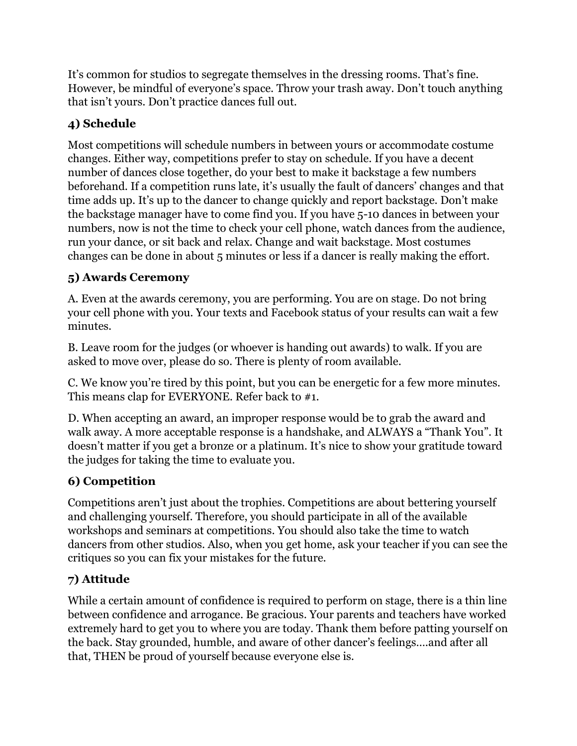It’s common for studios to segregate themselves in the dressing rooms. That’s fine. However, be mindful of everyone’s space. Throw your trash away. Don’t touch anything that isn’t yours. Don’t practice dances full out.

### 4) Schedule

Most competitions will schedule numbers in between yours or accommodate costume changes. Either way, competitions prefer to stay on schedule. If you have a decent number of dances close together, do your best to make it backstage a few numbers beforehand. If a competition runs late, it’s usually the fault of dancers’ changes and that time adds up. It’s up to the dancer to change quickly and report backstage. Don’t make the backstage manager have to come find you. If you have 5-10 dances in between your numbers, now is not the time to check your cell phone, watch dances from the audience, run your dance, or sit back and relax. Change and wait backstage. Most costumes changes can be done in about 5 minutes or less if a dancer is really making the effort.

### 5) Awards Ceremony

A. Even at the awards ceremony, you are performing. You are on stage. Do not bring your cell phone with you. Your texts and Facebook status of your results can wait a few minutes.

B. Leave room for the judges (or whoever is handing out awards) to walk. If you are asked to move over, please do so. There is plenty of room available.

C. We know you’re tired by this point, but you can be energetic for a few more minutes. This means clap for EVERYONE. Refer back to #1.

D. When accepting an award, an improper response would be to grab the award and walk away. A more acceptable response is a handshake, and ALWAYS a “Thank You”. It doesn’t matter if you get a bronze or a platinum. It’s nice to show your gratitude toward the judges for taking the time to evaluate you.

### 6) Competition

Competitions aren’t just about the trophies. Competitions are about bettering yourself and challenging yourself. Therefore, you should participate in all of the available workshops and seminars at competitions. You should also take the time to watch dancers from other studios. Also, when you get home, ask your teacher if you can see the critiques so you can fix your mistakes for the future.

### 7) Attitude

While a certain amount of confidence is required to perform on stage, there is a thin line between confidence and arrogance. Be gracious. Your parents and teachers have worked extremely hard to get you to where you are today. Thank them before patting yourself on the back. Stay grounded, humble, and aware of other dancer’s feelings....and after all that, THEN be proud of yourself because everyone else is.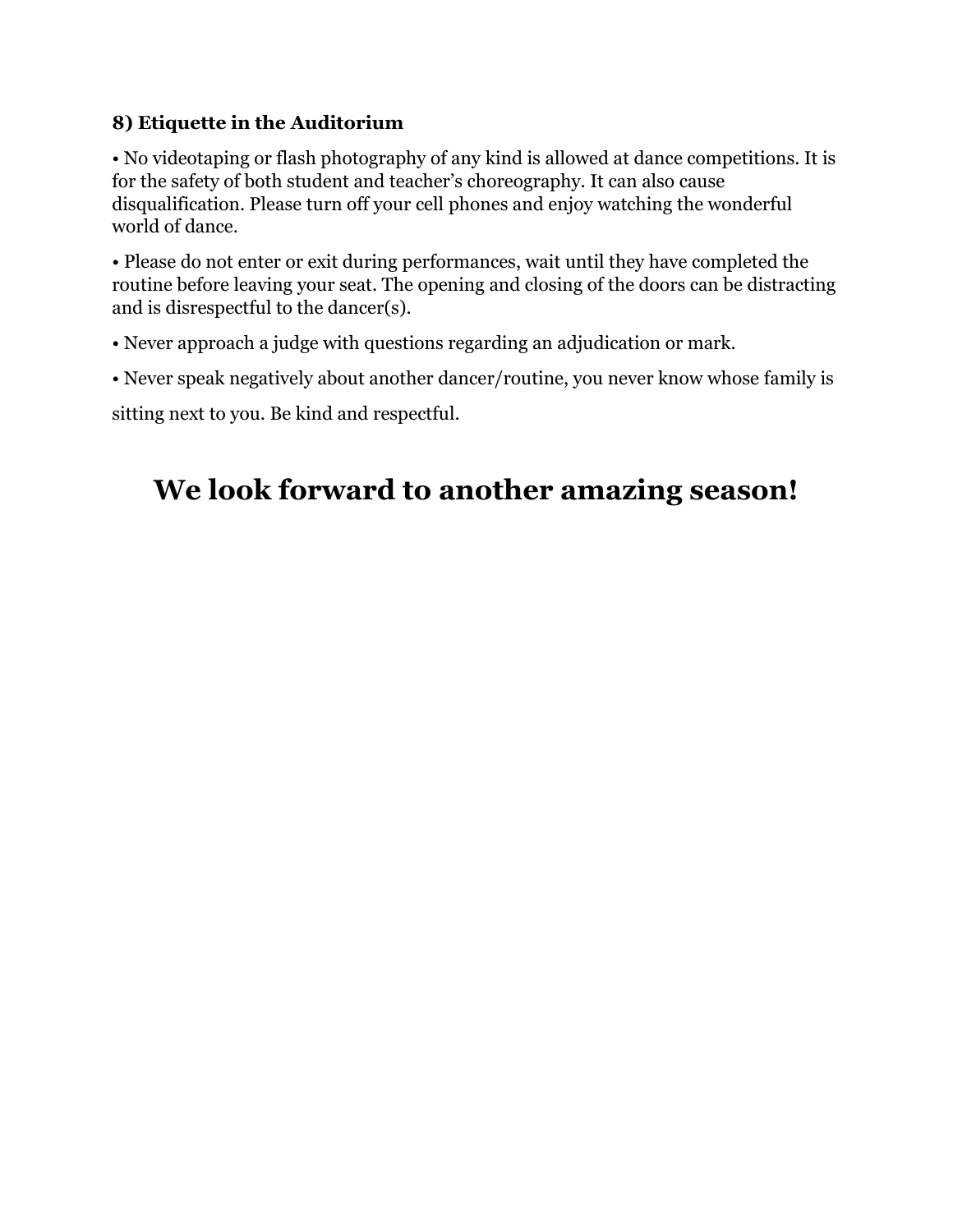**8) Etiquette in the Auditorium**

• No videotaping or flash photography of any kind is allowed at dance competitions. It is for the safety of both student and teacher's choreography. It can also cause disqualification. Please turn off your cell phones and enjoy watching the wonderful world of dance.

• Please do not enter or exit during performances, wait until they have completed the routine before leaving your seat. The opening and closing of the doors can be distracting and is disrespectful to the dancer(s).

• Never approach a judge with questions regarding an adjudication or mark.

• Never speak negatively about another dancer/routine, you never know whose family is sitting next to you. Be kind and respectful.

# We look forward to another amazing season!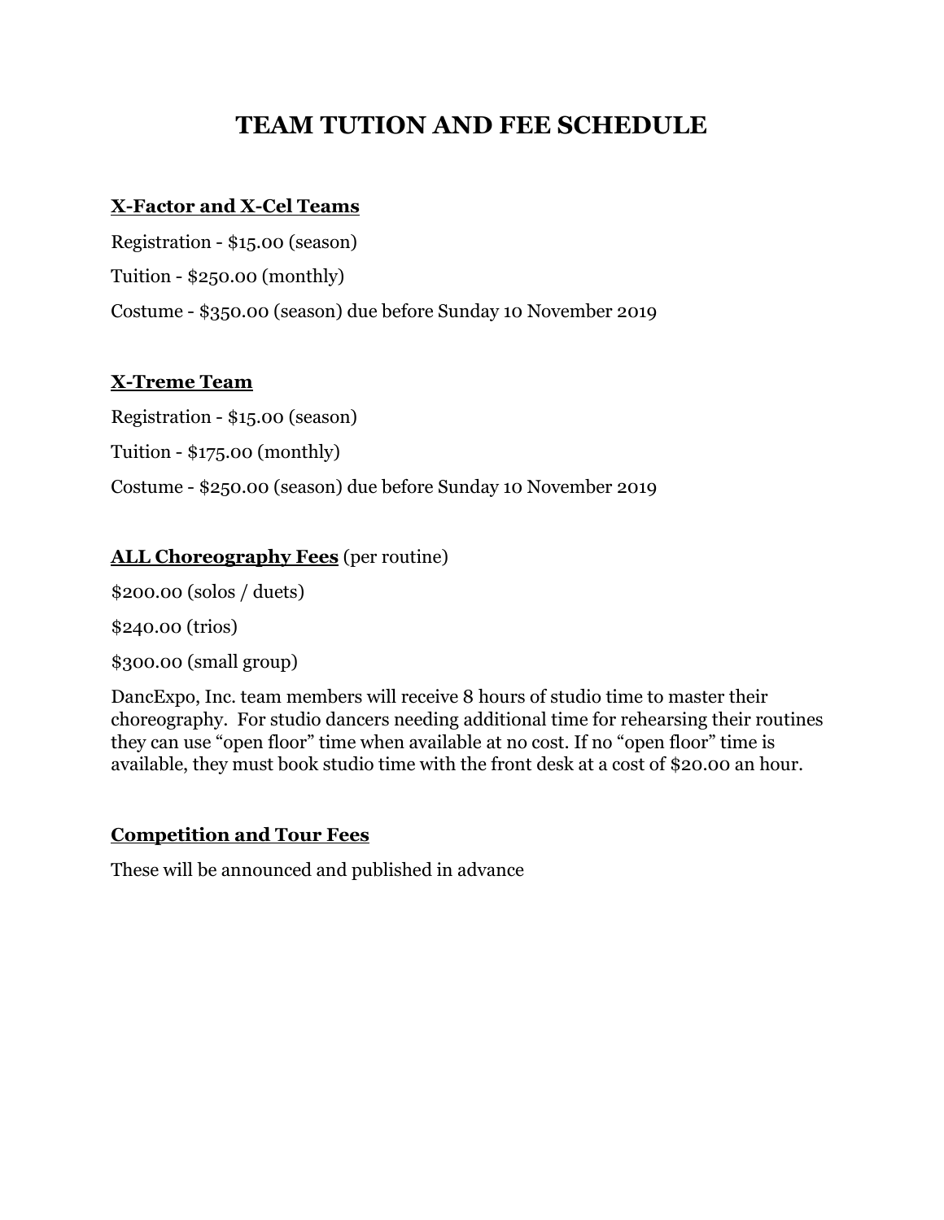# TEAM TUTION AND FEE SCHEDULE

**<u>X-Factor and X-Cel Teams</u>**

Registration - $15.00 (season)

Tuition - $250.00 (monthly)

Costume - $350.00 (season) due before Sunday 10 November 2019

**<u>X-Treme Team</u>**

Registration - $15.00 (season)

Tuition - $175.00 (monthly)

Costume - $250.00 (season) due before Sunday 10 November 2019

**<u>ALL Choreography Fees</u>** (per routine)

$200.00 (solos / duets)

$240.00 (trios)

$300.00 (small group)

DancExpo, Inc. team members will receive 8 hours of studio time to master their choreography. For studio dancers needing additional time for rehearsing their routines they can use "open floor" time when available at no cost. If no "open floor" time is available, they must book studio time with the front desk at a cost of $20.00 an hour.

**<u>Competition and Tour Fees</u>**

These will be announced and published in advance